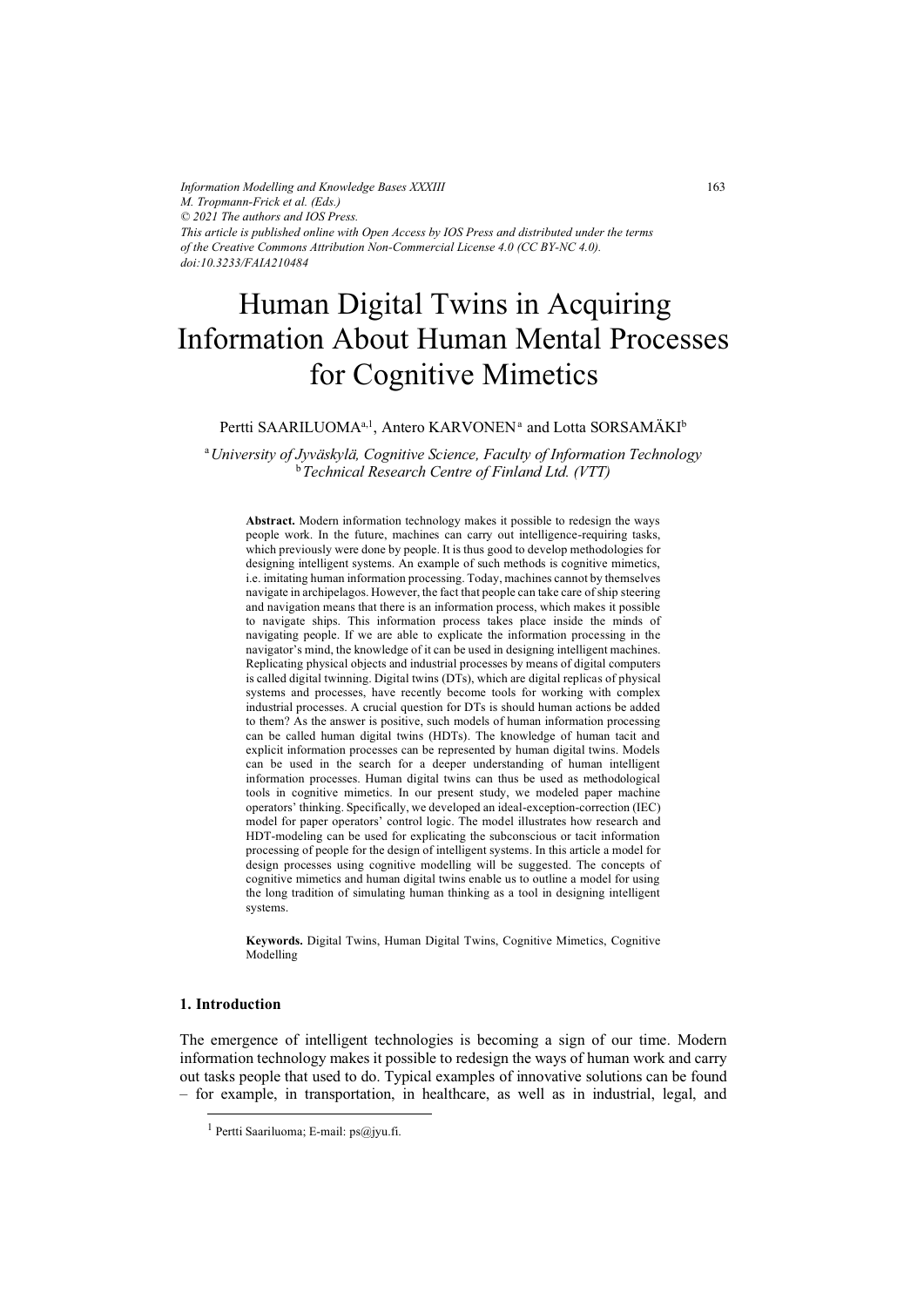*Information Modelling and Knowledge Bases XXXIII*
*M. Tropmann-Frick et al. (Eds.)*
*© 2021 The authors and IOS Press.*
*This article is published online with Open Access by IOS Press and distributed under the terms of the Creative Commons Attribution Non-Commercial License 4.0 (CC BY-NC 4.0).*
*doi:10.3233/FAIA210484*

# Human Digital Twins in Acquiring Information About Human Mental Processes for Cognitive Mimetics

Pertti SAARILUOMA[a,1], Antero KARVONEN[a] and Lotta SORSAMÄKI[b]

[a] *University of Jyväskylä, Cognitive Science, Faculty of Information Technology*
[b] *Technical Research Centre of Finland Ltd. (VTT)*

**Abstract.** Modern information technology makes it possible to redesign the ways people work. In the future, machines can carry out intelligence-requiring tasks, which previously were done by people. It is thus good to develop methodologies for designing intelligent systems. An example of such methods is cognitive mimetics, i.e. imitating human information processing. Today, machines cannot by themselves navigate in archipelagos. However, the fact that people can take care of ship steering and navigation means that there is an information process, which makes it possible to navigate ships. This information process takes place inside the minds of navigating people. If we are able to explicate the information processing in the navigator's mind, the knowledge of it can be used in designing intelligent machines. Replicating physical objects and industrial processes by means of digital computers is called digital twinning. Digital twins (DTs), which are digital replicas of physical systems and processes, have recently become tools for working with complex industrial processes. A crucial question for DTs is should human actions be added to them? As the answer is positive, such models of human information processing can be called human digital twins (HDTs). The knowledge of human tacit and explicit information processes can be represented by human digital twins. Models can be used in the search for a deeper understanding of human intelligent information processes. Human digital twins can thus be used as methodological tools in cognitive mimetics. In our present study, we modeled paper machine operators' thinking. Specifically, we developed an ideal-exception-correction (IEC) model for paper operators' control logic. The model illustrates how research and HDT-modeling can be used for explicating the subconscious or tacit information processing of people for the design of intelligent systems. In this article a model for design processes using cognitive modelling will be suggested. The concepts of cognitive mimetics and human digital twins enable us to outline a model for using the long tradition of simulating human thinking as a tool in designing intelligent systems.

**Keywords.** Digital Twins, Human Digital Twins, Cognitive Mimetics, Cognitive Modelling

## 1. Introduction

The emergence of intelligent technologies is becoming a sign of our time. Modern information technology makes it possible to redesign the ways of human work and carry out tasks people that used to do. Typical examples of innovative solutions can be found – for example, in transportation, in healthcare, as well as in industrial, legal, and

---

[1] Pertti Saariluoma; E-mail: ps@jyu.fi.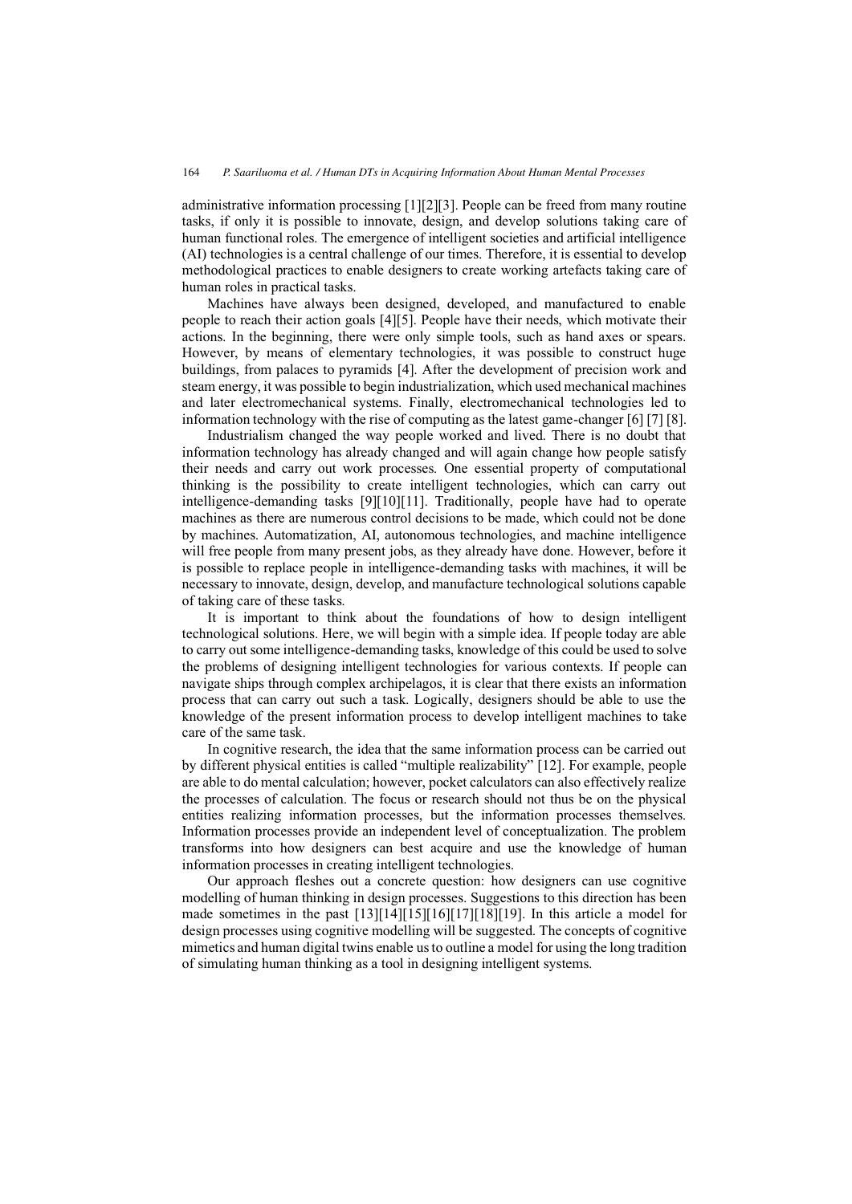administrative information processing [1][2][3]. People can be freed from many routine tasks, if only it is possible to innovate, design, and develop solutions taking care of human functional roles. The emergence of intelligent societies and artificial intelligence (AI) technologies is a central challenge of our times. Therefore, it is essential to develop methodological practices to enable designers to create working artefacts taking care of human roles in practical tasks.

Machines have always been designed, developed, and manufactured to enable people to reach their action goals [4][5]. People have their needs, which motivate their actions. In the beginning, there were only simple tools, such as hand axes or spears. However, by means of elementary technologies, it was possible to construct huge buildings, from palaces to pyramids [4]. After the development of precision work and steam energy, it was possible to begin industrialization, which used mechanical machines and later electromechanical systems. Finally, electromechanical technologies led to information technology with the rise of computing as the latest game-changer [6] [7] [8].

Industrialism changed the way people worked and lived. There is no doubt that information technology has already changed and will again change how people satisfy their needs and carry out work processes. One essential property of computational thinking is the possibility to create intelligent technologies, which can carry out intelligence-demanding tasks [9][10][11]. Traditionally, people have had to operate machines as there are numerous control decisions to be made, which could not be done by machines. Automatization, AI, autonomous technologies, and machine intelligence will free people from many present jobs, as they already have done. However, before it is possible to replace people in intelligence-demanding tasks with machines, it will be necessary to innovate, design, develop, and manufacture technological solutions capable of taking care of these tasks.

It is important to think about the foundations of how to design intelligent technological solutions. Here, we will begin with a simple idea. If people today are able to carry out some intelligence-demanding tasks, knowledge of this could be used to solve the problems of designing intelligent technologies for various contexts. If people can navigate ships through complex archipelagos, it is clear that there exists an information process that can carry out such a task. Logically, designers should be able to use the knowledge of the present information process to develop intelligent machines to take care of the same task.

In cognitive research, the idea that the same information process can be carried out by different physical entities is called "multiple realizability" [12]. For example, people are able to do mental calculation; however, pocket calculators can also effectively realize the processes of calculation. The focus or research should not thus be on the physical entities realizing information processes, but the information processes themselves. Information processes provide an independent level of conceptualization. The problem transforms into how designers can best acquire and use the knowledge of human information processes in creating intelligent technologies.

Our approach fleshes out a concrete question: how designers can use cognitive modelling of human thinking in design processes. Suggestions to this direction has been made sometimes in the past [13][14][15][16][17][18][19]. In this article a model for design processes using cognitive modelling will be suggested. The concepts of cognitive mimetics and human digital twins enable us to outline a model for using the long tradition of simulating human thinking as a tool in designing intelligent systems.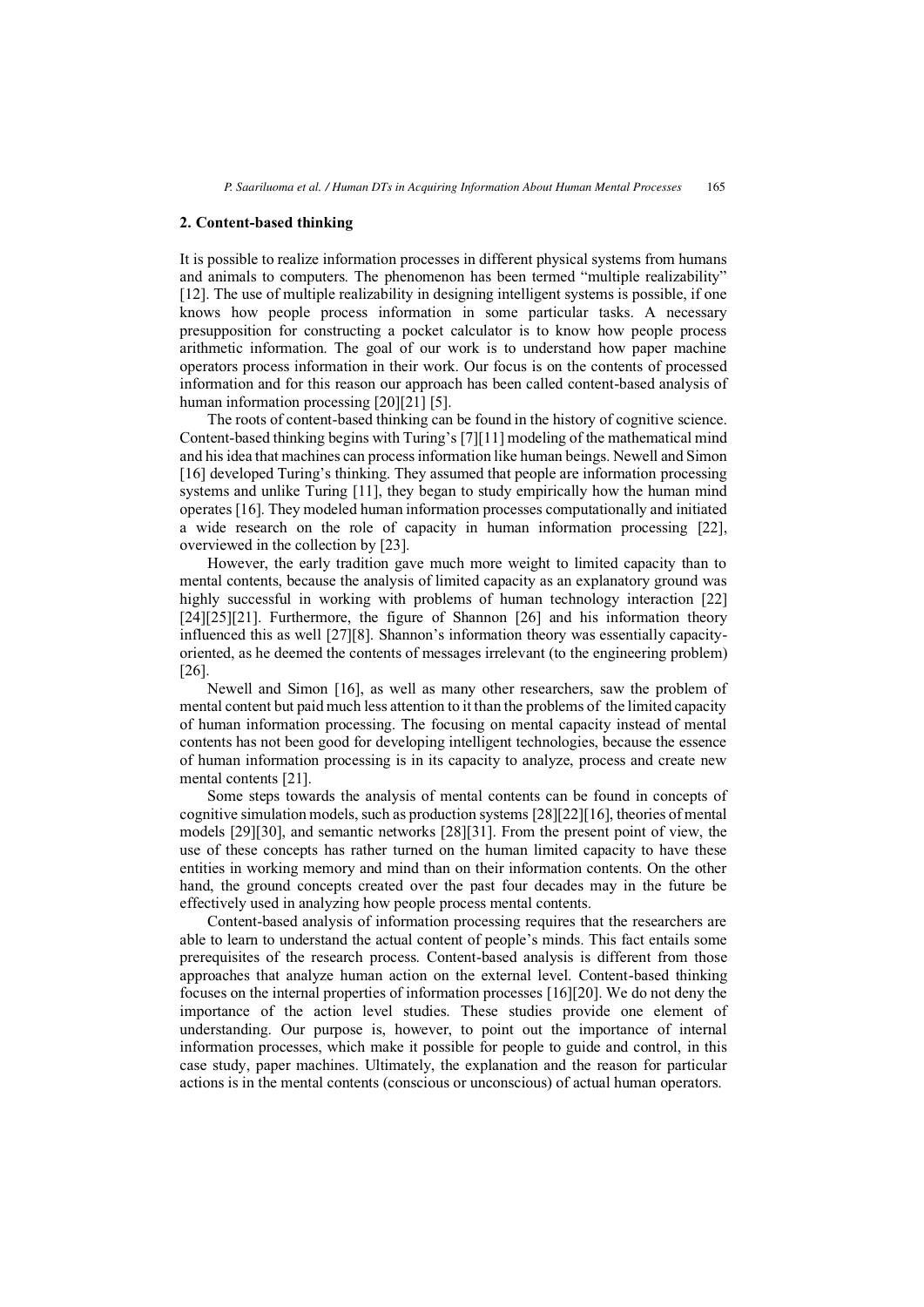## 2. Content-based thinking

It is possible to realize information processes in different physical systems from humans and animals to computers. The phenomenon has been termed "multiple realizability" [12]. The use of multiple realizability in designing intelligent systems is possible, if one knows how people process information in some particular tasks. A necessary presupposition for constructing a pocket calculator is to know how people process arithmetic information. The goal of our work is to understand how paper machine operators process information in their work. Our focus is on the contents of processed information and for this reason our approach has been called content-based analysis of human information processing [20][21] [5].

The roots of content-based thinking can be found in the history of cognitive science. Content-based thinking begins with Turing's [7][11] modeling of the mathematical mind and his idea that machines can process information like human beings. Newell and Simon [16] developed Turing's thinking. They assumed that people are information processing systems and unlike Turing [11], they began to study empirically how the human mind operates [16]. They modeled human information processes computationally and initiated a wide research on the role of capacity in human information processing [22], overviewed in the collection by [23].

However, the early tradition gave much more weight to limited capacity than to mental contents, because the analysis of limited capacity as an explanatory ground was highly successful in working with problems of human technology interaction [22] [24][25][21]. Furthermore, the figure of Shannon [26] and his information theory influenced this as well [27][8]. Shannon's information theory was essentially capacity-oriented, as he deemed the contents of messages irrelevant (to the engineering problem) [26].

Newell and Simon [16], as well as many other researchers, saw the problem of mental content but paid much less attention to it than the problems of the limited capacity of human information processing. The focusing on mental capacity instead of mental contents has not been good for developing intelligent technologies, because the essence of human information processing is in its capacity to analyze, process and create new mental contents [21].

Some steps towards the analysis of mental contents can be found in concepts of cognitive simulation models, such as production systems [28][22][16], theories of mental models [29][30], and semantic networks [28][31]. From the present point of view, the use of these concepts has rather turned on the human limited capacity to have these entities in working memory and mind than on their information contents. On the other hand, the ground concepts created over the past four decades may in the future be effectively used in analyzing how people process mental contents.

Content-based analysis of information processing requires that the researchers are able to learn to understand the actual content of people's minds. This fact entails some prerequisites of the research process. Content-based analysis is different from those approaches that analyze human action on the external level. Content-based thinking focuses on the internal properties of information processes [16][20]. We do not deny the importance of the action level studies. These studies provide one element of understanding. Our purpose is, however, to point out the importance of internal information processes, which make it possible for people to guide and control, in this case study, paper machines. Ultimately, the explanation and the reason for particular actions is in the mental contents (conscious or unconscious) of actual human operators.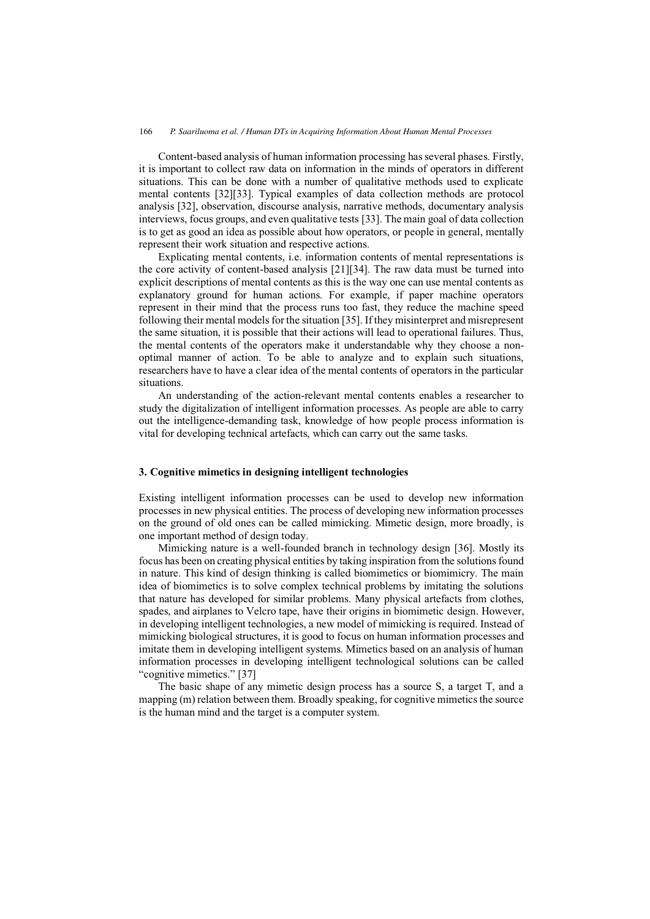Content-based analysis of human information processing has several phases. Firstly, it is important to collect raw data on information in the minds of operators in different situations. This can be done with a number of qualitative methods used to explicate mental contents [32][33]. Typical examples of data collection methods are protocol analysis [32], observation, discourse analysis, narrative methods, documentary analysis interviews, focus groups, and even qualitative tests [33]. The main goal of data collection is to get as good an idea as possible about how operators, or people in general, mentally represent their work situation and respective actions.

Explicating mental contents, i.e. information contents of mental representations is the core activity of content-based analysis [21][34]. The raw data must be turned into explicit descriptions of mental contents as this is the way one can use mental contents as explanatory ground for human actions. For example, if paper machine operators represent in their mind that the process runs too fast, they reduce the machine speed following their mental models for the situation [35]. If they misinterpret and misrepresent the same situation, it is possible that their actions will lead to operational failures. Thus, the mental contents of the operators make it understandable why they choose a non-optimal manner of action. To be able to analyze and to explain such situations, researchers have to have a clear idea of the mental contents of operators in the particular situations.

An understanding of the action-relevant mental contents enables a researcher to study the digitalization of intelligent information processes. As people are able to carry out the intelligence-demanding task, knowledge of how people process information is vital for developing technical artefacts, which can carry out the same tasks.

## 3. Cognitive mimetics in designing intelligent technologies

Existing intelligent information processes can be used to develop new information processes in new physical entities. The process of developing new information processes on the ground of old ones can be called mimicking. Mimetic design, more broadly, is one important method of design today.

Mimicking nature is a well-founded branch in technology design [36]. Mostly its focus has been on creating physical entities by taking inspiration from the solutions found in nature. This kind of design thinking is called biomimetics or biomimicry. The main idea of biomimetics is to solve complex technical problems by imitating the solutions that nature has developed for similar problems. Many physical artefacts from clothes, spades, and airplanes to Velcro tape, have their origins in biomimetic design. However, in developing intelligent technologies, a new model of mimicking is required. Instead of mimicking biological structures, it is good to focus on human information processes and imitate them in developing intelligent systems. Mimetics based on an analysis of human information processes in developing intelligent technological solutions can be called "cognitive mimetics." [37]

The basic shape of any mimetic design process has a source S, a target T, and a mapping (m) relation between them. Broadly speaking, for cognitive mimetics the source is the human mind and the target is a computer system.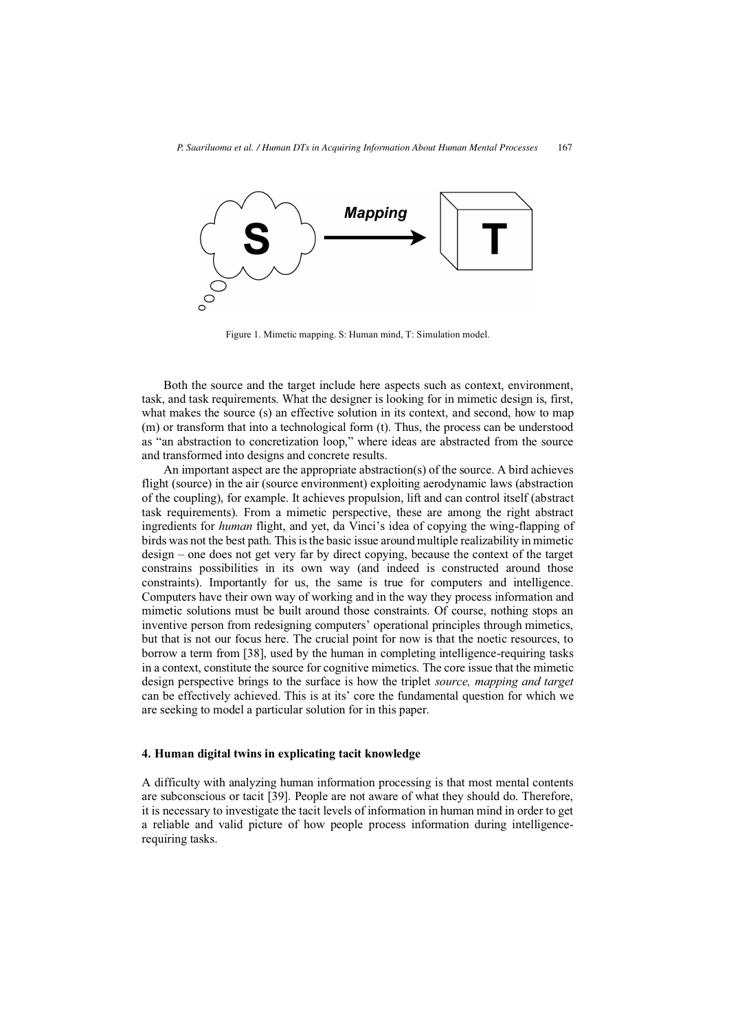Figure 1. Mimetic mapping. S: Human mind, T: Simulation model.

Both the source and the target include here aspects such as context, environment, task, and task requirements. What the designer is looking for in mimetic design is, first, what makes the source (s) an effective solution in its context, and second, how to map (m) or transform that into a technological form (t). Thus, the process can be understood as "an abstraction to concretization loop," where ideas are abstracted from the source and transformed into designs and concrete results.

An important aspect are the appropriate abstraction(s) of the source. A bird achieves flight (source) in the air (source environment) exploiting aerodynamic laws (abstraction of the coupling), for example. It achieves propulsion, lift and can control itself (abstract task requirements). From a mimetic perspective, these are among the right abstract ingredients for *human* flight, and yet, da Vinci's idea of copying the wing-flapping of birds was not the best path. This is the basic issue around multiple realizability in mimetic design – one does not get very far by direct copying, because the context of the target constrains possibilities in its own way (and indeed is constructed around those constraints). Importantly for us, the same is true for computers and intelligence. Computers have their own way of working and in the way they process information and mimetic solutions must be built around those constraints. Of course, nothing stops an inventive person from redesigning computers' operational principles through mimetics, but that is not our focus here. The crucial point for now is that the noetic resources, to borrow a term from [38], used by the human in completing intelligence-requiring tasks in a context, constitute the source for cognitive mimetics. The core issue that the mimetic design perspective brings to the surface is how the triplet *source, mapping and target* can be effectively achieved. This is at its' core the fundamental question for which we are seeking to model a particular solution for in this paper.

## 4. Human digital twins in explicating tacit knowledge

A difficulty with analyzing human information processing is that most mental contents are subconscious or tacit [39]. People are not aware of what they should do. Therefore, it is necessary to investigate the tacit levels of information in human mind in order to get a reliable and valid picture of how people process information during intelligence-requiring tasks.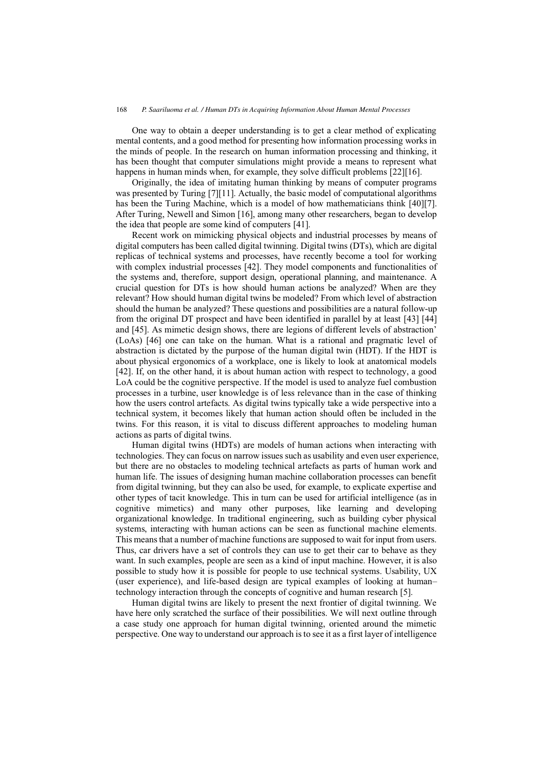One way to obtain a deeper understanding is to get a clear method of explicating mental contents, and a good method for presenting how information processing works in the minds of people. In the research on human information processing and thinking, it has been thought that computer simulations might provide a means to represent what happens in human minds when, for example, they solve difficult problems [22][16].

Originally, the idea of imitating human thinking by means of computer programs was presented by Turing [7][11]. Actually, the basic model of computational algorithms has been the Turing Machine, which is a model of how mathematicians think [40][7]. After Turing, Newell and Simon [16], among many other researchers, began to develop the idea that people are some kind of computers [41].

Recent work on mimicking physical objects and industrial processes by means of digital computers has been called digital twinning. Digital twins (DTs), which are digital replicas of technical systems and processes, have recently become a tool for working with complex industrial processes [42]. They model components and functionalities of the systems and, therefore, support design, operational planning, and maintenance. A crucial question for DTs is how should human actions be analyzed? When are they relevant? How should human digital twins be modeled? From which level of abstraction should the human be analyzed? These questions and possibilities are a natural follow-up from the original DT prospect and have been identified in parallel by at least [43] [44] and [45]. As mimetic design shows, there are legions of different levels of abstraction' (LoAs) [46] one can take on the human. What is a rational and pragmatic level of abstraction is dictated by the purpose of the human digital twin (HDT). If the HDT is about physical ergonomics of a workplace, one is likely to look at anatomical models [42]. If, on the other hand, it is about human action with respect to technology, a good LoA could be the cognitive perspective. If the model is used to analyze fuel combustion processes in a turbine, user knowledge is of less relevance than in the case of thinking how the users control artefacts. As digital twins typically take a wide perspective into a technical system, it becomes likely that human action should often be included in the twins. For this reason, it is vital to discuss different approaches to modeling human actions as parts of digital twins.

Human digital twins (HDTs) are models of human actions when interacting with technologies. They can focus on narrow issues such as usability and even user experience, but there are no obstacles to modeling technical artefacts as parts of human work and human life. The issues of designing human machine collaboration processes can benefit from digital twinning, but they can also be used, for example, to explicate expertise and other types of tacit knowledge. This in turn can be used for artificial intelligence (as in cognitive mimetics) and many other purposes, like learning and developing organizational knowledge. In traditional engineering, such as building cyber physical systems, interacting with human actions can be seen as functional machine elements. This means that a number of machine functions are supposed to wait for input from users. Thus, car drivers have a set of controls they can use to get their car to behave as they want. In such examples, people are seen as a kind of input machine. However, it is also possible to study how it is possible for people to use technical systems. Usability, UX (user experience), and life-based design are typical examples of looking at human–technology interaction through the concepts of cognitive and human research [5].

Human digital twins are likely to present the next frontier of digital twinning. We have here only scratched the surface of their possibilities. We will next outline through a case study one approach for human digital twinning, oriented around the mimetic perspective. One way to understand our approach is to see it as a first layer of intelligence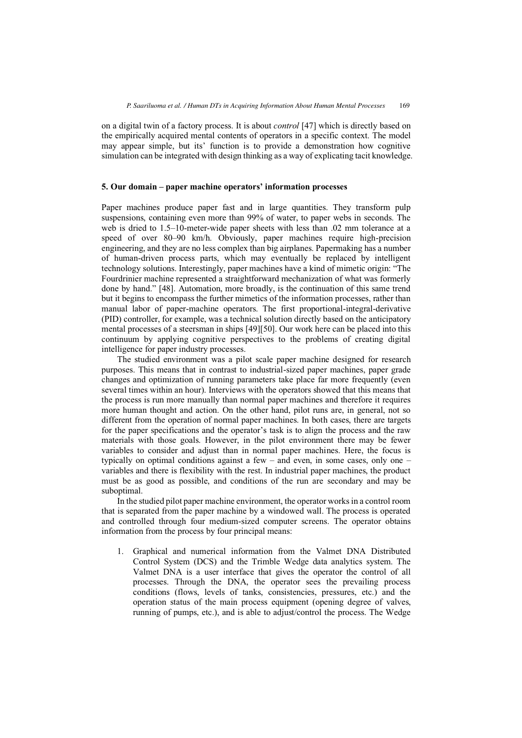on a digital twin of a factory process. It is about *control* [47] which is directly based on the empirically acquired mental contents of operators in a specific context. The model may appear simple, but its' function is to provide a demonstration how cognitive simulation can be integrated with design thinking as a way of explicating tacit knowledge.

## 5. Our domain – paper machine operators' information processes

Paper machines produce paper fast and in large quantities. They transform pulp suspensions, containing even more than 99% of water, to paper webs in seconds. The web is dried to 1.5–10-meter-wide paper sheets with less than .02 mm tolerance at a speed of over 80–90 km/h. Obviously, paper machines require high-precision engineering, and they are no less complex than big airplanes. Papermaking has a number of human-driven process parts, which may eventually be replaced by intelligent technology solutions. Interestingly, paper machines have a kind of mimetic origin: "The Fourdrinier machine represented a straightforward mechanization of what was formerly done by hand." [48]. Automation, more broadly, is the continuation of this same trend but it begins to encompass the further mimetics of the information processes, rather than manual labor of paper-machine operators. The first proportional-integral-derivative (PID) controller, for example, was a technical solution directly based on the anticipatory mental processes of a steersman in ships [49][50]. Our work here can be placed into this continuum by applying cognitive perspectives to the problems of creating digital intelligence for paper industry processes.

The studied environment was a pilot scale paper machine designed for research purposes. This means that in contrast to industrial-sized paper machines, paper grade changes and optimization of running parameters take place far more frequently (even several times within an hour). Interviews with the operators showed that this means that the process is run more manually than normal paper machines and therefore it requires more human thought and action. On the other hand, pilot runs are, in general, not so different from the operation of normal paper machines. In both cases, there are targets for the paper specifications and the operator's task is to align the process and the raw materials with those goals. However, in the pilot environment there may be fewer variables to consider and adjust than in normal paper machines. Here, the focus is typically on optimal conditions against a few – and even, in some cases, only one – variables and there is flexibility with the rest. In industrial paper machines, the product must be as good as possible, and conditions of the run are secondary and may be suboptimal.

In the studied pilot paper machine environment, the operator works in a control room that is separated from the paper machine by a windowed wall. The process is operated and controlled through four medium-sized computer screens. The operator obtains information from the process by four principal means:

1. Graphical and numerical information from the Valmet DNA Distributed Control System (DCS) and the Trimble Wedge data analytics system. The Valmet DNA is a user interface that gives the operator the control of all processes. Through the DNA, the operator sees the prevailing process conditions (flows, levels of tanks, consistencies, pressures, etc.) and the operation status of the main process equipment (opening degree of valves, running of pumps, etc.), and is able to adjust/control the process. The Wedge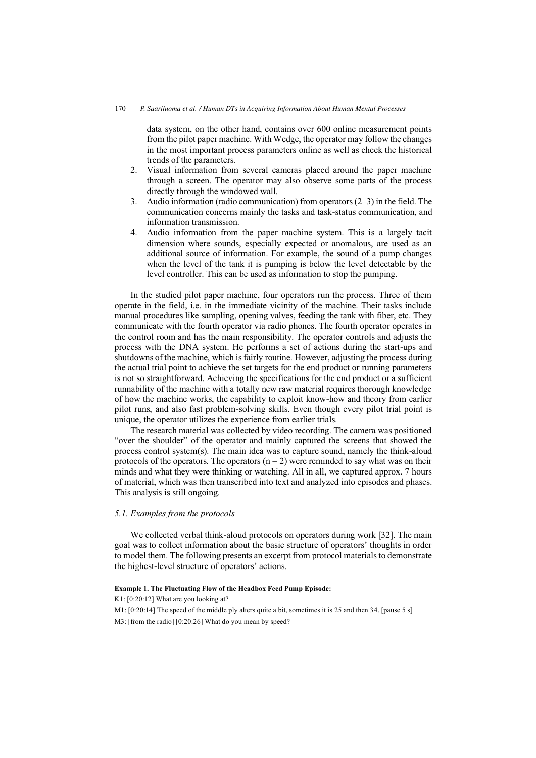data system, on the other hand, contains over 600 online measurement points from the pilot paper machine. With Wedge, the operator may follow the changes in the most important process parameters online as well as check the historical trends of the parameters.

2. Visual information from several cameras placed around the paper machine through a screen. The operator may also observe some parts of the process directly through the windowed wall.
3. Audio information (radio communication) from operators (2–3) in the field. The communication concerns mainly the tasks and task-status communication, and information transmission.
4. Audio information from the paper machine system. This is a largely tacit dimension where sounds, especially expected or anomalous, are used as an additional source of information. For example, the sound of a pump changes when the level of the tank it is pumping is below the level detectable by the level controller. This can be used as information to stop the pumping.

In the studied pilot paper machine, four operators run the process. Three of them operate in the field, i.e. in the immediate vicinity of the machine. Their tasks include manual procedures like sampling, opening valves, feeding the tank with fiber, etc. They communicate with the fourth operator via radio phones. The fourth operator operates in the control room and has the main responsibility. The operator controls and adjusts the process with the DNA system. He performs a set of actions during the start-ups and shutdowns of the machine, which is fairly routine. However, adjusting the process during the actual trial point to achieve the set targets for the end product or running parameters is not so straightforward. Achieving the specifications for the end product or a sufficient runnability of the machine with a totally new raw material requires thorough knowledge of how the machine works, the capability to exploit know-how and theory from earlier pilot runs, and also fast problem-solving skills. Even though every pilot trial point is unique, the operator utilizes the experience from earlier trials.

The research material was collected by video recording. The camera was positioned "over the shoulder" of the operator and mainly captured the screens that showed the process control system(s). The main idea was to capture sound, namely the think-aloud protocols of the operators. The operators ($n = 2$) were reminded to say what was on their minds and what they were thinking or watching. All in all, we captured approx. 7 hours of material, which was then transcribed into text and analyzed into episodes and phases. This analysis is still ongoing.

### *5.1. Examples from the protocols*

We collected verbal think-aloud protocols on operators during work [32]. The main goal was to collect information about the basic structure of operators' thoughts in order to model them. The following presents an excerpt from protocol materials to demonstrate the highest-level structure of operators' actions.

**Example 1. The Fluctuating Flow of the Headbox Feed Pump Episode:**

K1: [0:20:12] What are you looking at?

M1: [0:20:14] The speed of the middle ply alters quite a bit, sometimes it is 25 and then 34. [pause 5 s]

M3: [from the radio] [0:20:26] What do you mean by speed?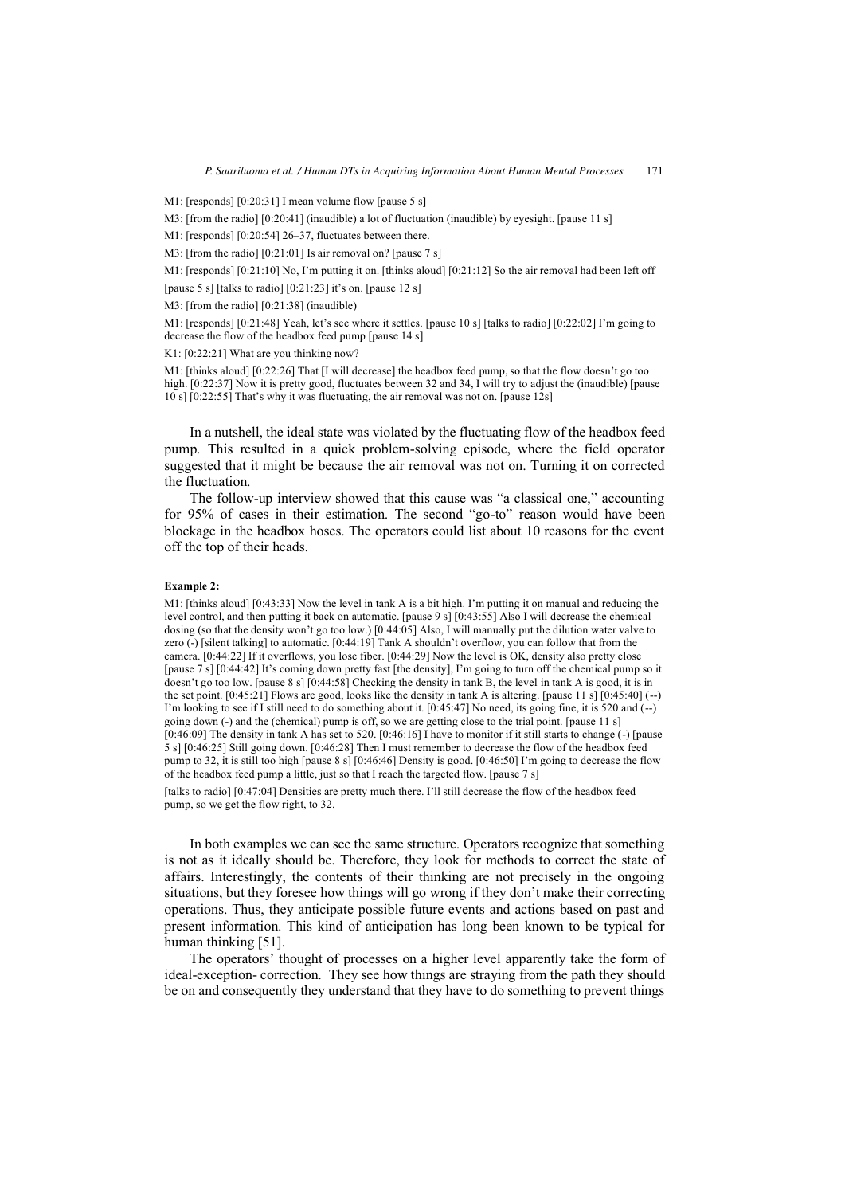M1: [responds] [0:20:31] I mean volume flow [pause 5 s]

M3: [from the radio] [0:20:41] (inaudible) a lot of fluctuation (inaudible) by eyesight. [pause 11 s]

M1: [responds] [0:20:54] 26–37, fluctuates between there.

M3: [from the radio] [0:21:01] Is air removal on? [pause 7 s]

M1: [responds] [0:21:10] No, I'm putting it on. [thinks aloud] [0:21:12] So the air removal had been left off [pause 5 s] [talks to radio] [0:21:23] it's on. [pause 12 s]

M3: [from the radio] [0:21:38] (inaudible)

M1: [responds] [0:21:48] Yeah, let's see where it settles. [pause 10 s] [talks to radio] [0:22:02] I'm going to decrease the flow of the headbox feed pump [pause 14 s]

K1: [0:22:21] What are you thinking now?

M1: [thinks aloud] [0:22:26] That [I will decrease] the headbox feed pump, so that the flow doesn't go too high. [0:22:37] Now it is pretty good, fluctuates between 32 and 34, I will try to adjust the (inaudible) [pause 10 s] [0:22:55] That's why it was fluctuating, the air removal was not on. [pause 12s]

In a nutshell, the ideal state was violated by the fluctuating flow of the headbox feed pump. This resulted in a quick problem-solving episode, where the field operator suggested that it might be because the air removal was not on. Turning it on corrected the fluctuation.

The follow-up interview showed that this cause was "a classical one," accounting for 95% of cases in their estimation. The second "go-to" reason would have been blockage in the headbox hoses. The operators could list about 10 reasons for the event off the top of their heads.

**Example 2:**

M1: [thinks aloud] [0:43:33] Now the level in tank A is a bit high. I'm putting it on manual and reducing the level control, and then putting it back on automatic. [pause 9 s] [0:43:55] Also I will decrease the chemical dosing (so that the density won't go too low.) [0:44:05] Also, I will manually put the dilution water valve to zero (-) [silent talking] to automatic. [0:44:19] Tank A shouldn't overflow, you can follow that from the camera. [0:44:22] If it overflows, you lose fiber. [0:44:29] Now the level is OK, density also pretty close [pause 7 s] [0:44:42] It's coming down pretty fast [the density], I'm going to turn off the chemical pump so it doesn't go too low. [pause 8 s] [0:44:58] Checking the density in tank B, the level in tank A is good, it is in the set point. [0:45:21] Flows are good, looks like the density in tank A is altering. [pause 11 s] [0:45:40] (--) I'm looking to see if I still need to do something about it. [0:45:47] No need, its going fine, it is 520 and (--) going down (-) and the (chemical) pump is off, so we are getting close to the trial point. [pause 11 s] [0:46:09] The density in tank A has set to 520. [0:46:16] I have to monitor if it still starts to change (-) [pause 5 s] [0:46:25] Still going down. [0:46:28] Then I must remember to decrease the flow of the headbox feed pump to 32, it is still too high [pause 8 s] [0:46:46] Density is good. [0:46:50] I'm going to decrease the flow of the headbox feed pump a little, just so that I reach the targeted flow. [pause 7 s]

[talks to radio] [0:47:04] Densities are pretty much there. I'll still decrease the flow of the headbox feed pump, so we get the flow right, to 32.

In both examples we can see the same structure. Operators recognize that something is not as it ideally should be. Therefore, they look for methods to correct the state of affairs. Interestingly, the contents of their thinking are not precisely in the ongoing situations, but they foresee how things will go wrong if they don't make their correcting operations. Thus, they anticipate possible future events and actions based on past and present information. This kind of anticipation has long been known to be typical for human thinking [51].

The operators' thought of processes on a higher level apparently take the form of ideal-exception- correction. They see how things are straying from the path they should be on and consequently they understand that they have to do something to prevent things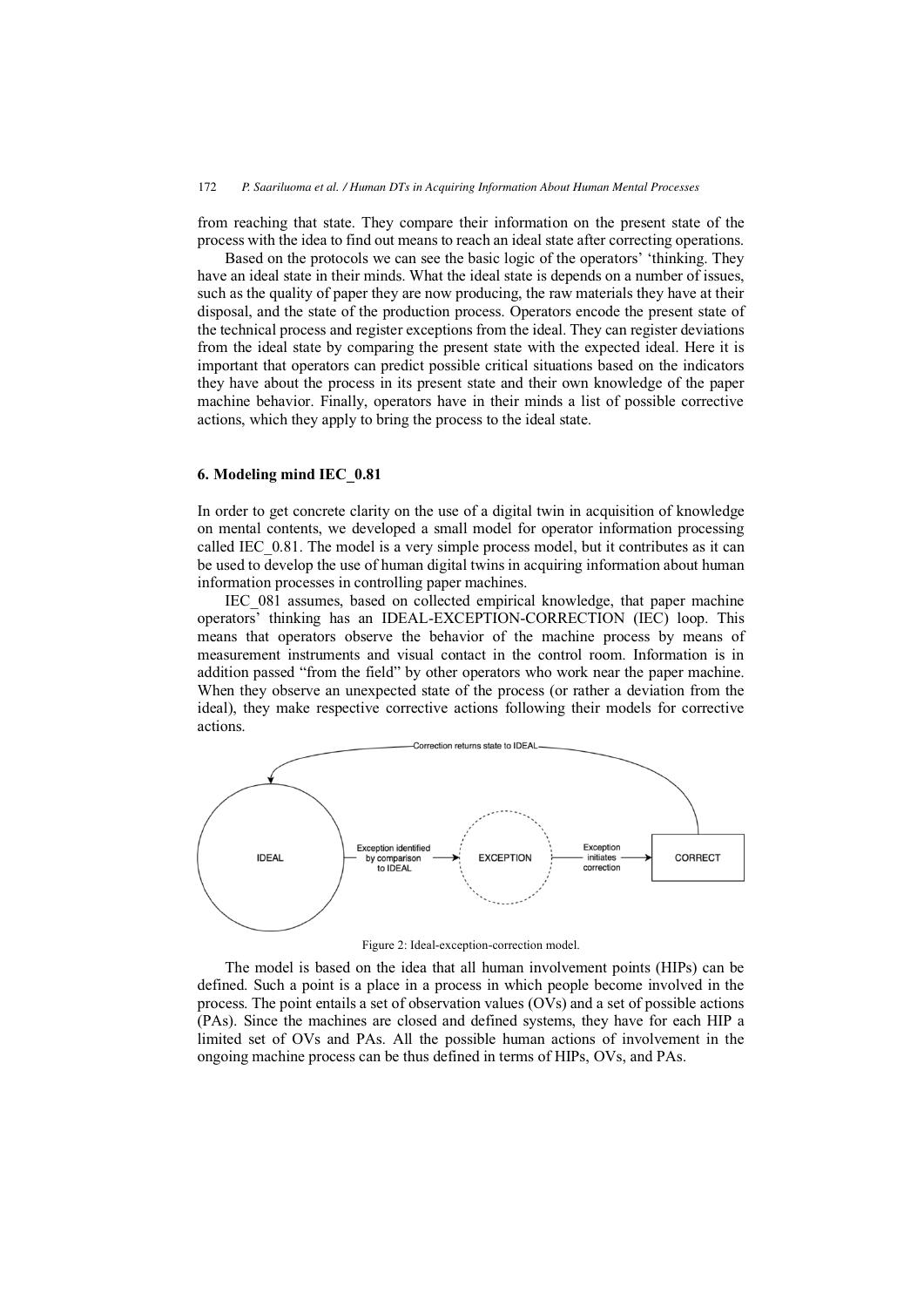from reaching that state. They compare their information on the present state of the process with the idea to find out means to reach an ideal state after correcting operations.

Based on the protocols we can see the basic logic of the operators' 'thinking. They have an ideal state in their minds. What the ideal state is depends on a number of issues, such as the quality of paper they are now producing, the raw materials they have at their disposal, and the state of the production process. Operators encode the present state of the technical process and register exceptions from the ideal. They can register deviations from the ideal state by comparing the present state with the expected ideal. Here it is important that operators can predict possible critical situations based on the indicators they have about the process in its present state and their own knowledge of the paper machine behavior. Finally, operators have in their minds a list of possible corrective actions, which they apply to bring the process to the ideal state.

## 6. Modeling mind IEC_0.81

In order to get concrete clarity on the use of a digital twin in acquisition of knowledge on mental contents, we developed a small model for operator information processing called IEC_0.81. The model is a very simple process model, but it contributes as it can be used to develop the use of human digital twins in acquiring information about human information processes in controlling paper machines.

IEC_081 assumes, based on collected empirical knowledge, that paper machine operators' thinking has an IDEAL-EXCEPTION-CORRECTION (IEC) loop. This means that operators observe the behavior of the machine process by means of measurement instruments and visual contact in the control room. Information is in addition passed "from the field" by other operators who work near the paper machine. When they observe an unexpected state of the process (or rather a deviation from the ideal), they make respective corrective actions following their models for corrective actions.

Figure 2: Ideal-exception-correction model.

The model is based on the idea that all human involvement points (HIPs) can be defined. Such a point is a place in a process in which people become involved in the process. The point entails a set of observation values (OVs) and a set of possible actions (PAs). Since the machines are closed and defined systems, they have for each HIP a limited set of OVs and PAs. All the possible human actions of involvement in the ongoing machine process can be thus defined in terms of HIPs, OVs, and PAs.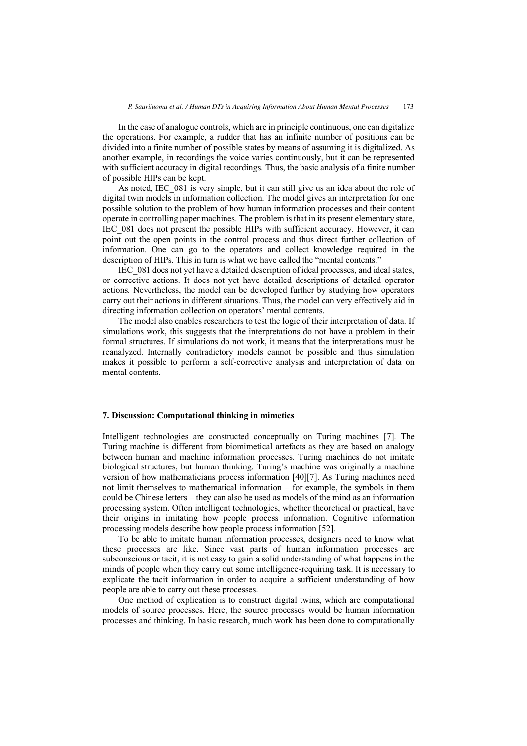In the case of analogue controls, which are in principle continuous, one can digitalize the operations. For example, a rudder that has an infinite number of positions can be divided into a finite number of possible states by means of assuming it is digitalized. As another example, in recordings the voice varies continuously, but it can be represented with sufficient accuracy in digital recordings. Thus, the basic analysis of a finite number of possible HIPs can be kept.

As noted, IEC_081 is very simple, but it can still give us an idea about the role of digital twin models in information collection. The model gives an interpretation for one possible solution to the problem of how human information processes and their content operate in controlling paper machines. The problem is that in its present elementary state, IEC_081 does not present the possible HIPs with sufficient accuracy. However, it can point out the open points in the control process and thus direct further collection of information. One can go to the operators and collect knowledge required in the description of HIPs. This in turn is what we have called the "mental contents."

IEC_081 does not yet have a detailed description of ideal processes, and ideal states, or corrective actions. It does not yet have detailed descriptions of detailed operator actions. Nevertheless, the model can be developed further by studying how operators carry out their actions in different situations. Thus, the model can very effectively aid in directing information collection on operators' mental contents.

The model also enables researchers to test the logic of their interpretation of data. If simulations work, this suggests that the interpretations do not have a problem in their formal structures. If simulations do not work, it means that the interpretations must be reanalyzed. Internally contradictory models cannot be possible and thus simulation makes it possible to perform a self-corrective analysis and interpretation of data on mental contents.

## 7. Discussion: Computational thinking in mimetics

Intelligent technologies are constructed conceptually on Turing machines [7]. The Turing machine is different from biomimetical artefacts as they are based on analogy between human and machine information processes. Turing machines do not imitate biological structures, but human thinking. Turing's machine was originally a machine version of how mathematicians process information [40][7]. As Turing machines need not limit themselves to mathematical information – for example, the symbols in them could be Chinese letters – they can also be used as models of the mind as an information processing system. Often intelligent technologies, whether theoretical or practical, have their origins in imitating how people process information. Cognitive information processing models describe how people process information [52].

To be able to imitate human information processes, designers need to know what these processes are like. Since vast parts of human information processes are subconscious or tacit, it is not easy to gain a solid understanding of what happens in the minds of people when they carry out some intelligence-requiring task. It is necessary to explicate the tacit information in order to acquire a sufficient understanding of how people are able to carry out these processes.

One method of explication is to construct digital twins, which are computational models of source processes. Here, the source processes would be human information processes and thinking. In basic research, much work has been done to computationally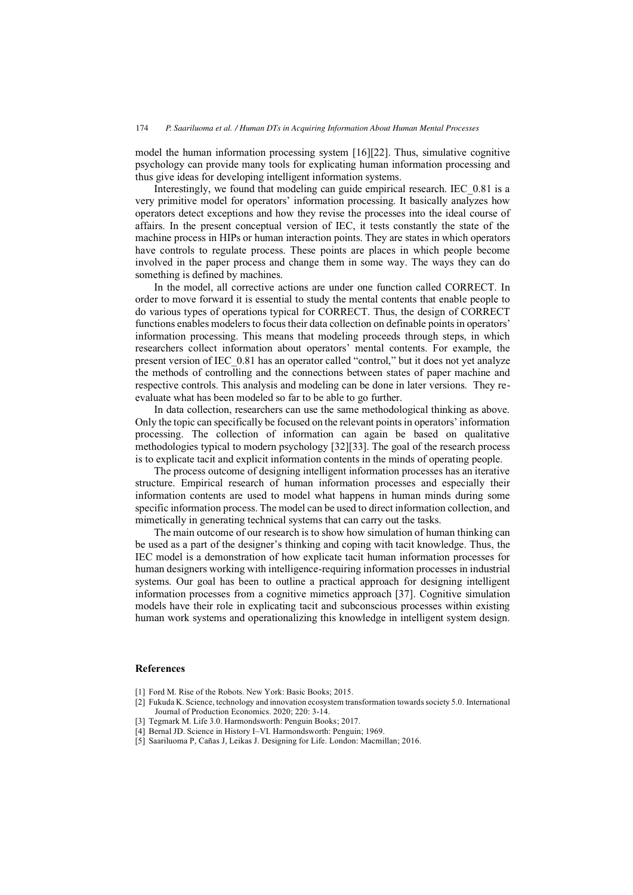model the human information processing system [16][22]. Thus, simulative cognitive psychology can provide many tools for explicating human information processing and thus give ideas for developing intelligent information systems.

Interestingly, we found that modeling can guide empirical research. IEC_0.81 is a very primitive model for operators' information processing. It basically analyzes how operators detect exceptions and how they revise the processes into the ideal course of affairs. In the present conceptual version of IEC, it tests constantly the state of the machine process in HIPs or human interaction points. They are states in which operators have controls to regulate process. These points are places in which people become involved in the paper process and change them in some way. The ways they can do something is defined by machines.

In the model, all corrective actions are under one function called CORRECT. In order to move forward it is essential to study the mental contents that enable people to do various types of operations typical for CORRECT. Thus, the design of CORRECT functions enables modelers to focus their data collection on definable points in operators' information processing. This means that modeling proceeds through steps, in which researchers collect information about operators' mental contents. For example, the present version of IEC_0.81 has an operator called "control," but it does not yet analyze the methods of controlling and the connections between states of paper machine and respective controls. This analysis and modeling can be done in later versions. They re-evaluate what has been modeled so far to be able to go further.

In data collection, researchers can use the same methodological thinking as above. Only the topic can specifically be focused on the relevant points in operators' information processing. The collection of information can again be based on qualitative methodologies typical to modern psychology [32][33]. The goal of the research process is to explicate tacit and explicit information contents in the minds of operating people.

The process outcome of designing intelligent information processes has an iterative structure. Empirical research of human information processes and especially their information contents are used to model what happens in human minds during some specific information process. The model can be used to direct information collection, and mimetically in generating technical systems that can carry out the tasks.

The main outcome of our research is to show how simulation of human thinking can be used as a part of the designer's thinking and coping with tacit knowledge. Thus, the IEC model is a demonstration of how explicate tacit human information processes for human designers working with intelligence-requiring information processes in industrial systems. Our goal has been to outline a practical approach for designing intelligent information processes from a cognitive mimetics approach [37]. Cognitive simulation models have their role in explicating tacit and subconscious processes within existing human work systems and operationalizing this knowledge in intelligent system design.

## References

[1] Ford M. Rise of the Robots. New York: Basic Books; 2015.

[2] Fukuda K. Science, technology and innovation ecosystem transformation towards society 5.0. International Journal of Production Economics. 2020; 220: 3-14.

[3] Tegmark M. Life 3.0. Harmondsworth: Penguin Books; 2017.

[4] Bernal JD. Science in History I–VI. Harmondsworth: Penguin; 1969.

[5] Saariluoma P, Cañas J, Leikas J. Designing for Life. London: Macmillan; 2016.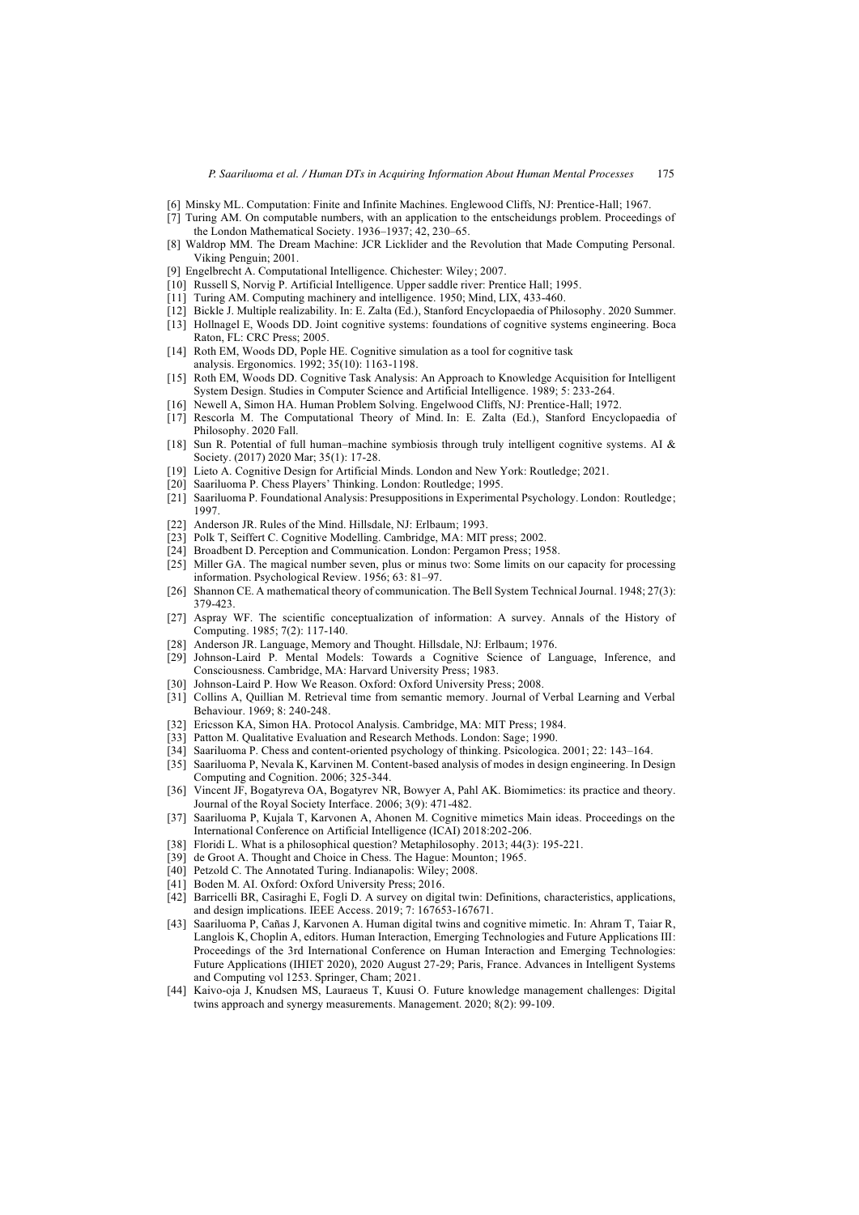[6] Minsky ML. Computation: Finite and Infinite Machines. Englewood Cliffs, NJ: Prentice-Hall; 1967.

[7] Turing AM. On computable numbers, with an application to the entscheidungs problem. Proceedings of the London Mathematical Society. 1936–1937; 42, 230–65.

[8] Waldrop MM. The Dream Machine: JCR Licklider and the Revolution that Made Computing Personal. Viking Penguin; 2001.

[9] Engelbrecht A. Computational Intelligence. Chichester: Wiley; 2007.

[10] Russell S, Norvig P. Artificial Intelligence. Upper saddle river: Prentice Hall; 1995.

[11] Turing AM. Computing machinery and intelligence. 1950; Mind, LIX, 433-460.

[12] Bickle J. Multiple realizability. In: E. Zalta (Ed.), Stanford Encyclopaedia of Philosophy. 2020 Summer.

[13] Hollnagel E, Woods DD. Joint cognitive systems: foundations of cognitive systems engineering. Boca Raton, FL: CRC Press; 2005.

[14] Roth EM, Woods DD, Pople HE. Cognitive simulation as a tool for cognitive task analysis. Ergonomics. 1992; 35(10): 1163-1198.

[15] Roth EM, Woods DD. Cognitive Task Analysis: An Approach to Knowledge Acquisition for Intelligent System Design. Studies in Computer Science and Artificial Intelligence. 1989; 5: 233-264.

[16] Newell A, Simon HA. Human Problem Solving. Engelwood Cliffs, NJ: Prentice-Hall; 1972.

[17] Rescorla M. The Computational Theory of Mind. In: E. Zalta (Ed.), Stanford Encyclopaedia of Philosophy. 2020 Fall.

[18] Sun R. Potential of full human–machine symbiosis through truly intelligent cognitive systems. AI & Society. (2017) 2020 Mar; 35(1): 17-28.

[19] Lieto A. Cognitive Design for Artificial Minds. London and New York: Routledge; 2021.

[20] Saariluoma P. Chess Players' Thinking. London: Routledge; 1995.

[21] Saariluoma P. Foundational Analysis: Presuppositions in Experimental Psychology. London: Routledge; 1997.

[22] Anderson JR. Rules of the Mind. Hillsdale, NJ: Erlbaum; 1993.

[23] Polk T, Seiffert C. Cognitive Modelling. Cambridge, MA: MIT press; 2002.

[24] Broadbent D. Perception and Communication. London: Pergamon Press; 1958.

[25] Miller GA. The magical number seven, plus or minus two: Some limits on our capacity for processing information. Psychological Review. 1956; 63: 81–97.

[26] Shannon CE. A mathematical theory of communication. The Bell System Technical Journal. 1948; 27(3): 379-423.

[27] Aspray WF. The scientific conceptualization of information: A survey. Annals of the History of Computing. 1985; 7(2): 117-140.

[28] Anderson JR. Language, Memory and Thought. Hillsdale, NJ: Erlbaum; 1976.

[29] Johnson-Laird P. Mental Models: Towards a Cognitive Science of Language, Inference, and Consciousness. Cambridge, MA: Harvard University Press; 1983.

[30] Johnson-Laird P. How We Reason. Oxford: Oxford University Press; 2008.

[31] Collins A, Quillian M. Retrieval time from semantic memory. Journal of Verbal Learning and Verbal Behaviour. 1969; 8: 240-248.

[32] Ericsson KA, Simon HA. Protocol Analysis. Cambridge, MA: MIT Press; 1984.

[33] Patton M. Qualitative Evaluation and Research Methods. London: Sage; 1990.

[34] Saariluoma P. Chess and content-oriented psychology of thinking. Psicologica. 2001; 22: 143–164.

[35] Saariluoma P, Nevala K, Karvinen M. Content-based analysis of modes in design engineering. In Design Computing and Cognition. 2006; 325-344.

[36] Vincent JF, Bogatyreva OA, Bogatyrev NR, Bowyer A, Pahl AK. Biomimetics: its practice and theory. Journal of the Royal Society Interface. 2006; 3(9): 471-482.

[37] Saariluoma P, Kujala T, Karvonen A, Ahonen M. Cognitive mimetics Main ideas. Proceedings on the International Conference on Artificial Intelligence (ICAI) 2018:202-206.

[38] Floridi L. What is a philosophical question? Metaphilosophy. 2013; 44(3): 195-221.

[39] de Groot A. Thought and Choice in Chess. The Hague: Mounton; 1965.

[40] Petzold C. The Annotated Turing. Indianapolis: Wiley; 2008.

[41] Boden M. AI. Oxford: Oxford University Press; 2016.

[42] Barricelli BR, Casiraghi E, Fogli D. A survey on digital twin: Definitions, characteristics, applications, and design implications. IEEE Access. 2019; 7: 167653-167671.

[43] Saariluoma P, Cañas J, Karvonen A. Human digital twins and cognitive mimetic. In: Ahram T, Taiar R, Langlois K, Choplin A, editors. Human Interaction, Emerging Technologies and Future Applications III: Proceedings of the 3rd International Conference on Human Interaction and Emerging Technologies: Future Applications (IHIET 2020), 2020 August 27-29; Paris, France. Advances in Intelligent Systems and Computing vol 1253. Springer, Cham; 2021.

[44] Kaivo-oja J, Knudsen MS, Lauraeus T, Kuusi O. Future knowledge management challenges: Digital twins approach and synergy measurements. Management. 2020; 8(2): 99-109.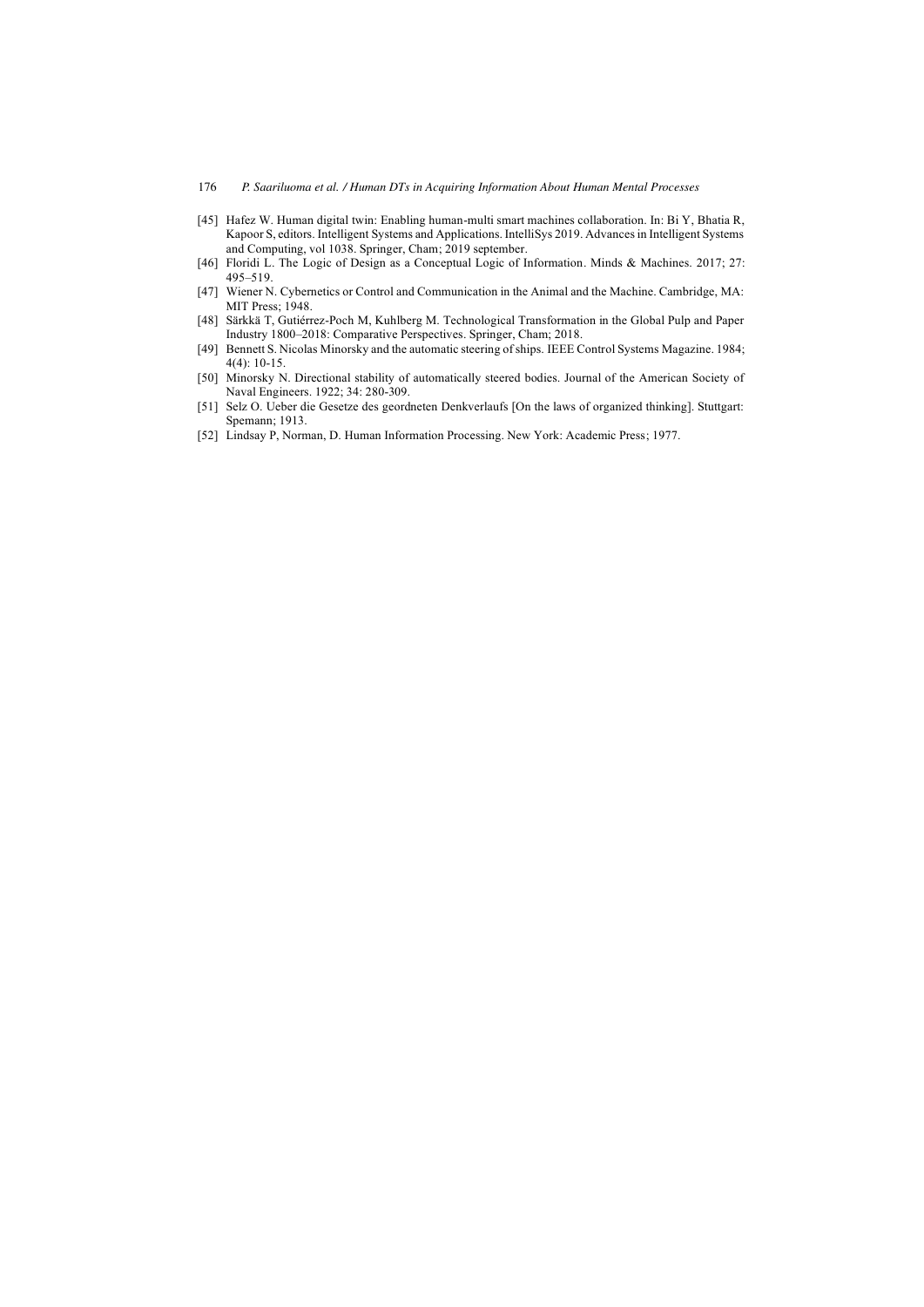[45] Hafez W. Human digital twin: Enabling human-multi smart machines collaboration. In: Bi Y, Bhatia R, Kapoor S, editors. Intelligent Systems and Applications. IntelliSys 2019. Advances in Intelligent Systems and Computing, vol 1038. Springer, Cham; 2019 september.

[46] Floridi L. The Logic of Design as a Conceptual Logic of Information. Minds & Machines. 2017; 27: 495–519.

[47] Wiener N. Cybernetics or Control and Communication in the Animal and the Machine. Cambridge, MA: MIT Press; 1948.

[48] Särkkä T, Gutiérrez-Poch M, Kuhlberg M. Technological Transformation in the Global Pulp and Paper Industry 1800–2018: Comparative Perspectives. Springer, Cham; 2018.

[49] Bennett S. Nicolas Minorsky and the automatic steering of ships. IEEE Control Systems Magazine. 1984; 4(4): 10-15.

[50] Minorsky N. Directional stability of automatically steered bodies. Journal of the American Society of Naval Engineers. 1922; 34: 280-309.

[51] Selz O. Ueber die Gesetze des geordneten Denkverlaufs [On the laws of organized thinking]. Stuttgart: Spemann; 1913.

[52] Lindsay P, Norman, D. Human Information Processing. New York: Academic Press; 1977.